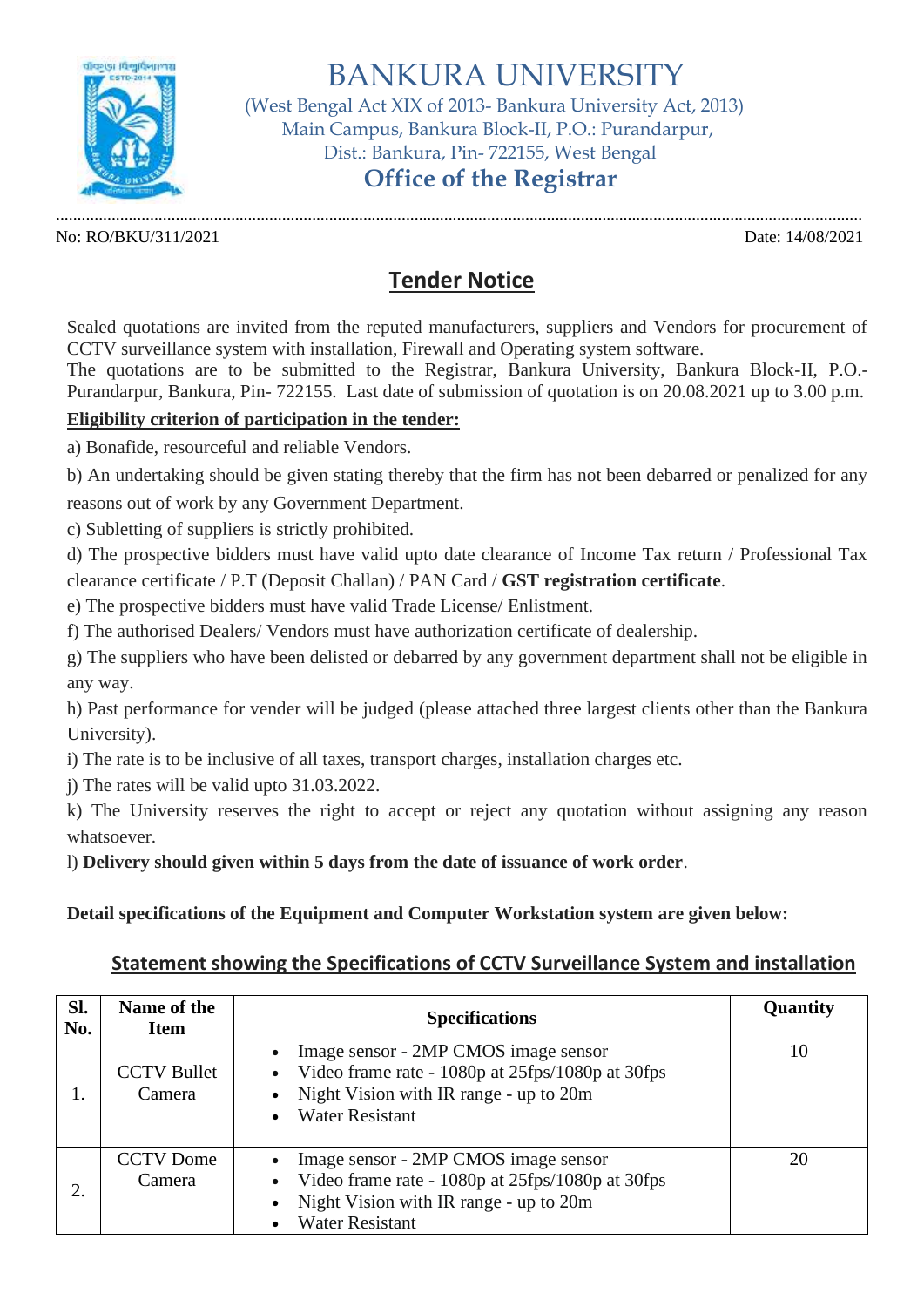# BANKURA UNIVERSITY

(West Bengal Act XIX of 2013- Bankura University Act, 2013)
Main Campus, Bankura Block-II, P.O.: Purandarpur,
Dist.: Bankura, Pin- 722155, West Bengal

## Office of the Registrar

No: RO/BKU/311/2021 Date: 14/08/2021

## Tender Notice

Sealed quotations are invited from the reputed manufacturers, suppliers and Vendors for procurement of CCTV surveillance system with installation, Firewall and Operating system software.
The quotations are to be submitted to the Registrar, Bankura University, Bankura Block-II, P.O.- Purandarpur, Bankura, Pin- 722155. Last date of submission of quotation is on 20.08.2021 up to 3.00 p.m.

**Eligibility criterion of participation in the tender:**

a) Bonafide, resourceful and reliable Vendors.

b) An undertaking should be given stating thereby that the firm has not been debarred or penalized for any reasons out of work by any Government Department.

c) Subletting of suppliers is strictly prohibited.

d) The prospective bidders must have valid upto date clearance of Income Tax return / Professional Tax clearance certificate / P.T (Deposit Challan) / PAN Card / **GST registration certificate**.

e) The prospective bidders must have valid Trade License/ Enlistment.

f) The authorised Dealers/ Vendors must have authorization certificate of dealership.

g) The suppliers who have been delisted or debarred by any government department shall not be eligible in any way.

h) Past performance for vender will be judged (please attached three largest clients other than the Bankura University).

i) The rate is to be inclusive of all taxes, transport charges, installation charges etc.

j) The rates will be valid upto 31.03.2022.

k) The University reserves the right to accept or reject any quotation without assigning any reason whatsoever.

l) **Delivery should given within 5 days from the date of issuance of work order**.

**Detail specifications of the Equipment and Computer Workstation system are given below:**

### Statement showing the Specifications of CCTV Surveillance System and installation

| Sl. No. | Name of the Item | Specifications | Quantity |
|---|---|---|---|
| 1. | CCTV Bullet Camera | • Image sensor - 2MP CMOS image sensor<br>• Video frame rate - 1080p at 25fps/1080p at 30fps<br>• Night Vision with IR range - up to 20m<br>• Water Resistant | 10 |
| 2. | CCTV Dome Camera | • Image sensor - 2MP CMOS image sensor<br>• Video frame rate - 1080p at 25fps/1080p at 30fps<br>• Night Vision with IR range - up to 20m<br>• Water Resistant | 20 |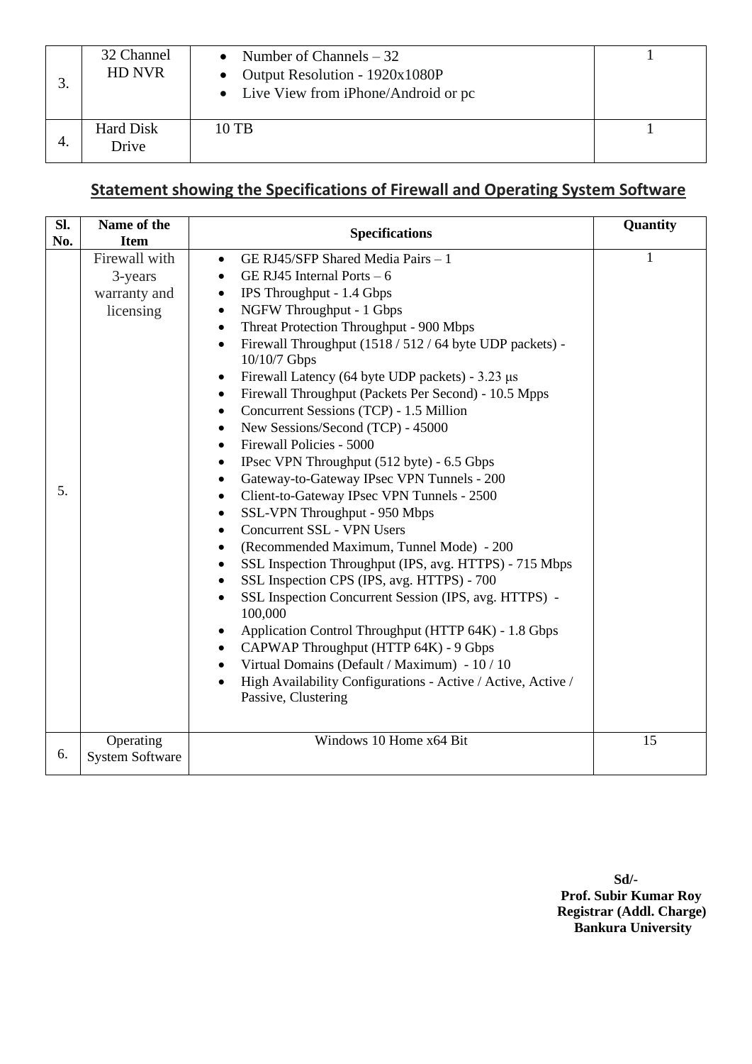| | | | |
|---|---|---|---|
| 3. | 32 Channel HD NVR | • Number of Channels – 32<br>• Output Resolution - 1920x1080P<br>• Live View from iPhone/Android or pc | 1 |
| 4. | Hard Disk Drive | 10 TB | 1 |

## Statement showing the Specifications of Firewall and Operating System Software

| Sl. No. | Name of the Item | Specifications | Quantity |
|---|---|---|---|
| 5. | Firewall with 3-years warranty and licensing | • GE RJ45/SFP Shared Media Pairs – 1<br>• GE RJ45 Internal Ports – 6<br>• IPS Throughput - 1.4 Gbps<br>• NGFW Throughput - 1 Gbps<br>• Threat Protection Throughput - 900 Mbps<br>• Firewall Throughput (1518 / 512 / 64 byte UDP packets) - 10/10/7 Gbps<br>• Firewall Latency (64 byte UDP packets) - 3.23 μs<br>• Firewall Throughput (Packets Per Second) - 10.5 Mpps<br>• Concurrent Sessions (TCP) - 1.5 Million<br>• New Sessions/Second (TCP) - 45000<br>• Firewall Policies - 5000<br>• IPsec VPN Throughput (512 byte) - 6.5 Gbps<br>• Gateway-to-Gateway IPsec VPN Tunnels - 200<br>• Client-to-Gateway IPsec VPN Tunnels - 2500<br>• SSL-VPN Throughput - 950 Mbps<br>• Concurrent SSL - VPN Users<br>• (Recommended Maximum, Tunnel Mode) - 200<br>• SSL Inspection Throughput (IPS, avg. HTTPS) - 715 Mbps<br>• SSL Inspection CPS (IPS, avg. HTTPS) - 700<br>• SSL Inspection Concurrent Session (IPS, avg. HTTPS) - 100,000<br>• Application Control Throughput (HTTP 64K) - 1.8 Gbps<br>• CAPWAP Throughput (HTTP 64K) - 9 Gbps<br>• Virtual Domains (Default / Maximum) - 10 / 10<br>• High Availability Configurations - Active / Active, Active / Passive, Clustering | 1 |
| 6. | Operating System Software | Windows 10 Home x64 Bit | 15 |

**Sd/-**
**Prof. Subir Kumar Roy**
**Registrar (Addl. Charge)**
**Bankura University**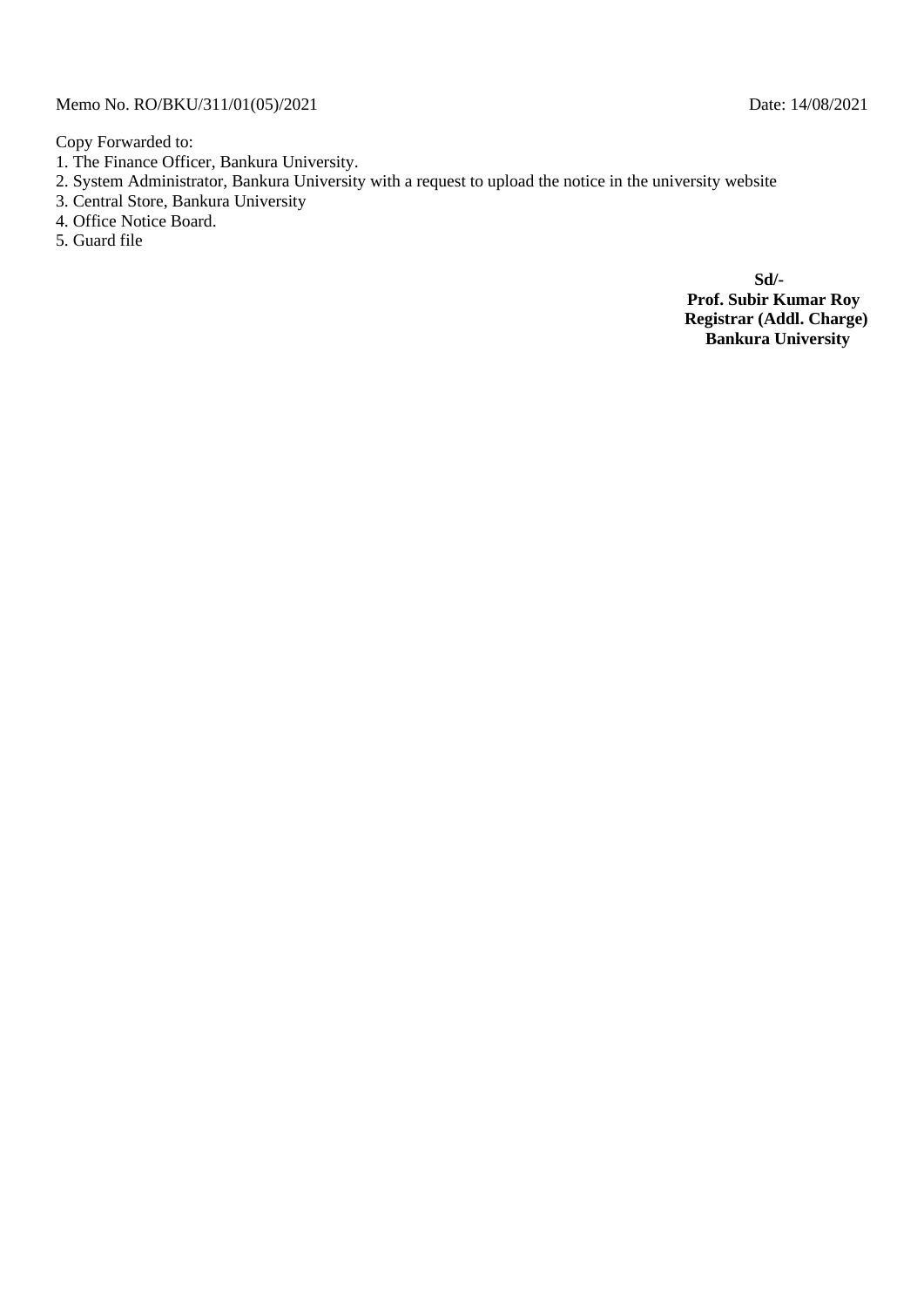Memo No. RO/BKU/311/01(05)/2021 Date: 14/08/2021

Copy Forwarded to:

1. The Finance Officer, Bankura University.
2. System Administrator, Bankura University with a request to upload the notice in the university website
3. Central Store, Bankura University
4. Office Notice Board.
5. Guard file

**Sd/-**
**Prof. Subir Kumar Roy**
**Registrar (Addl. Charge)**
**Bankura University**